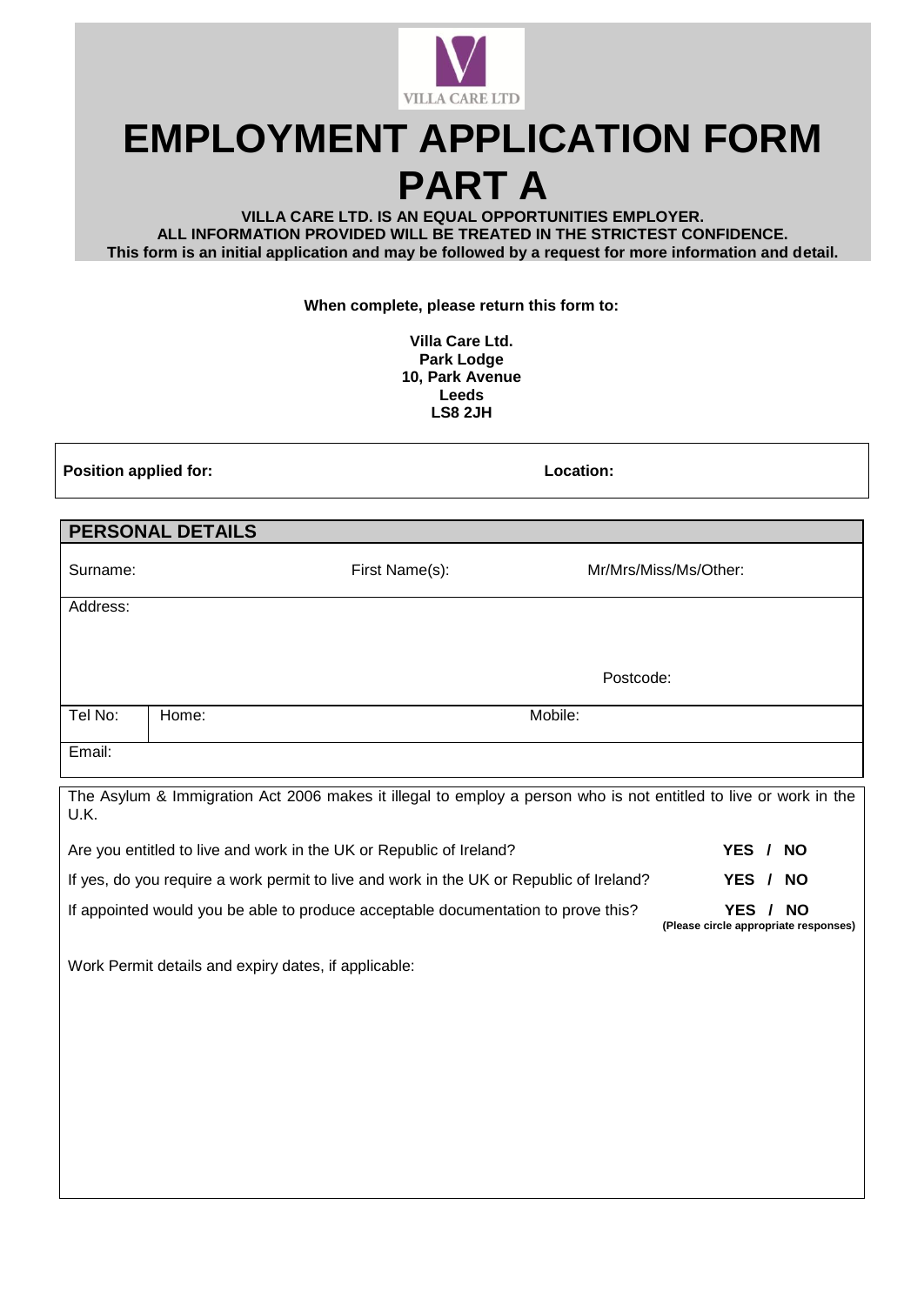# EMPLOYMENT APPLICATION FORM PART A

**VILLA CARE LTD. IS AN EQUAL OPPORTUNITIES EMPLOYER.**
**ALL INFORMATION PROVIDED WILL BE TREATED IN THE STRICTEST CONFIDENCE.**
**This form is an initial application and may be followed by a request for more information and detail.**

**When complete, please return this form to:**

**Villa Care Ltd.**
**Park Lodge**
**10, Park Avenue**
**Leeds**
**LS8 2JH**

| **Position applied for:** | **Location:** |
|---|---|

## PERSONAL DETAILS

| Surname: | First Name(s): | Mr/Mrs/Miss/Ms/Other: |
|---|---|---|
| Address: | | Postcode: |
| Tel No: | Home: | Mobile: |
| Email: | | |

The Asylum & Immigration Act 2006 makes it illegal to employ a person who is not entitled to live or work in the U.K.

| | |
|---|---|
| Are you entitled to live and work in the UK or Republic of Ireland? | **YES / NO** |
| If yes, do you require a work permit to live and work in the UK or Republic of Ireland? | **YES / NO** |
| If appointed would you be able to produce acceptable documentation to prove this? | **YES / NO** **(Please circle appropriate responses)** |

Work Permit details and expiry dates, if applicable: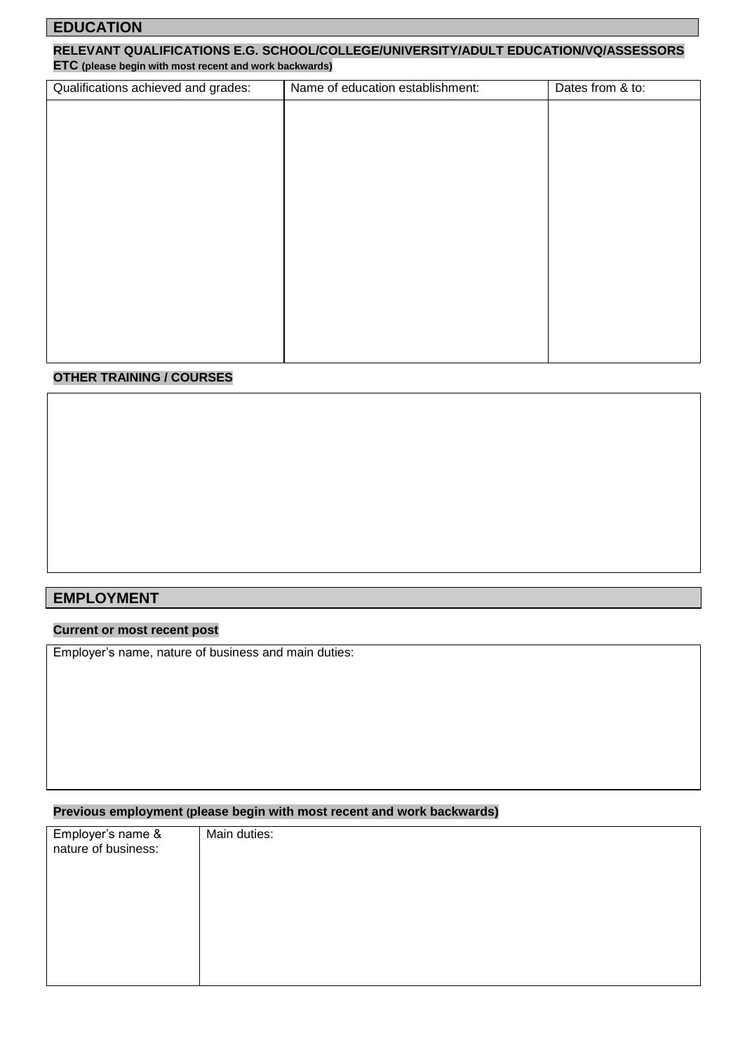## EDUCATION

**RELEVANT QUALIFICATIONS E.G. SCHOOL/COLLEGE/UNIVERSITY/ADULT EDUCATION/VQ/ASSESSORS ETC (please begin with most recent and work backwards)**

| Qualifications achieved and grades: | Name of education establishment: | Dates from & to: |
| --- | --- | --- |
| | | |

**OTHER TRAINING / COURSES**

## EMPLOYMENT

**Current or most recent post**

Employer's name, nature of business and main duties:

**Previous employment (please begin with most recent and work backwards)**

| Employer's name & nature of business: | Main duties: |
| --- | --- |
| | |